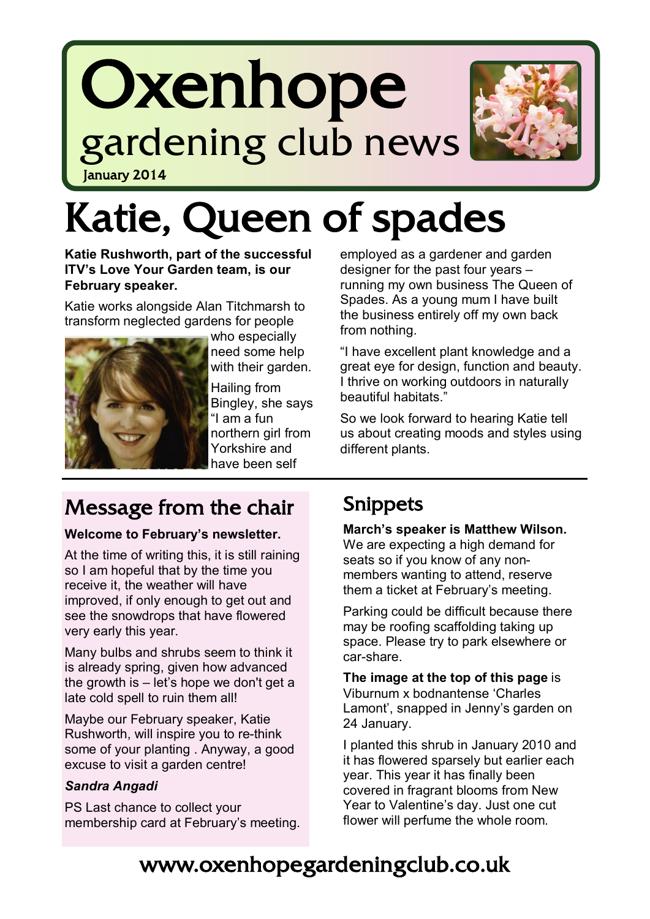# Oxenhope

## gardening club news

January 2014

# Katie, Queen of spades

**Katie Rushworth, part of the successful ITV's Love Your Garden team, is our February speaker.**

Katie works alongside Alan Titchmarsh to transform neglected gardens for people who especially need some help with their garden.

Hailing from Bingley, she says "I am a fun northern girl from Yorkshire and have been self employed as a gardener and garden designer for the past four years – running my own business The Queen of Spades. As a young mum I have built the business entirely off my own back from nothing.

"I have excellent plant knowledge and a great eye for design, function and beauty. I thrive on working outdoors in naturally beautiful habitats."

So we look forward to hearing Katie tell us about creating moods and styles using different plants.

## Message from the chair

**Welcome to February's newsletter.**

At the time of writing this, it is still raining so I am hopeful that by the time you receive it, the weather will have improved, if only enough to get out and see the snowdrops that have flowered very early this year.

Many bulbs and shrubs seem to think it is already spring, given how advanced the growth is – let's hope we don't get a late cold spell to ruin them all!

Maybe our February speaker, Katie Rushworth, will inspire you to re-think some of your planting . Anyway, a good excuse to visit a garden centre!

***Sandra Angadi***

PS Last chance to collect your membership card at February's meeting.

## Snippets

**March's speaker is Matthew Wilson.** We are expecting a high demand for seats so if you know of any non-members wanting to attend, reserve them a ticket at February's meeting.

Parking could be difficult because there may be roofing scaffolding taking up space. Please try to park elsewhere or car-share.

**The image at the top of this page** is Viburnum x bodnantense 'Charles Lamont', snapped in Jenny's garden on 24 January.

I planted this shrub in January 2010 and it has flowered sparsely but earlier each year. This year it has finally been covered in fragrant blooms from New Year to Valentine's day. Just one cut flower will perfume the whole room.

www.oxenhopegardeningclub.co.uk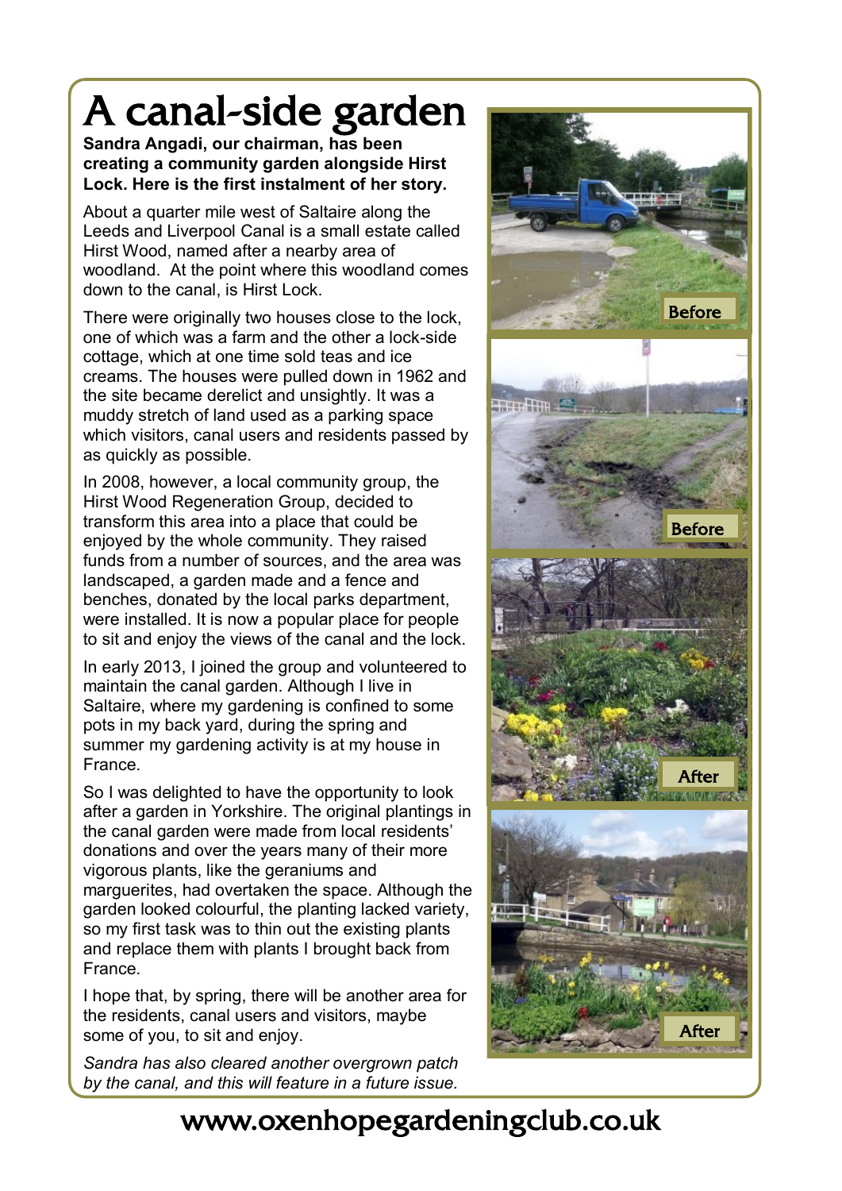# A canal-side garden

**Sandra Angadi, our chairman, has been creating a community garden alongside Hirst Lock. Here is the first instalment of her story.**

About a quarter mile west of Saltaire along the Leeds and Liverpool Canal is a small estate called Hirst Wood, named after a nearby area of woodland. At the point where this woodland comes down to the canal, is Hirst Lock.

There were originally two houses close to the lock, one of which was a farm and the other a lock-side cottage, which at one time sold teas and ice creams. The houses were pulled down in 1962 and the site became derelict and unsightly. It was a muddy stretch of land used as a parking space which visitors, canal users and residents passed by as quickly as possible.

In 2008, however, a local community group, the Hirst Wood Regeneration Group, decided to transform this area into a place that could be enjoyed by the whole community. They raised funds from a number of sources, and the area was landscaped, a garden made and a fence and benches, donated by the local parks department, were installed. It is now a popular place for people to sit and enjoy the views of the canal and the lock.

In early 2013, I joined the group and volunteered to maintain the canal garden. Although I live in Saltaire, where my gardening is confined to some pots in my back yard, during the spring and summer my gardening activity is at my house in France.

So I was delighted to have the opportunity to look after a garden in Yorkshire. The original plantings in the canal garden were made from local residents' donations and over the years many of their more vigorous plants, like the geraniums and marguerites, had overtaken the space. Although the garden looked colourful, the planting lacked variety, so my first task was to thin out the existing plants and replace them with plants I brought back from France.

I hope that, by spring, there will be another area for the residents, canal users and visitors, maybe some of you, to sit and enjoy.

*Sandra has also cleared another overgrown patch by the canal, and this will feature in a future issue.*

Before

Before

After

After

www.oxenhopegardeningclub.co.uk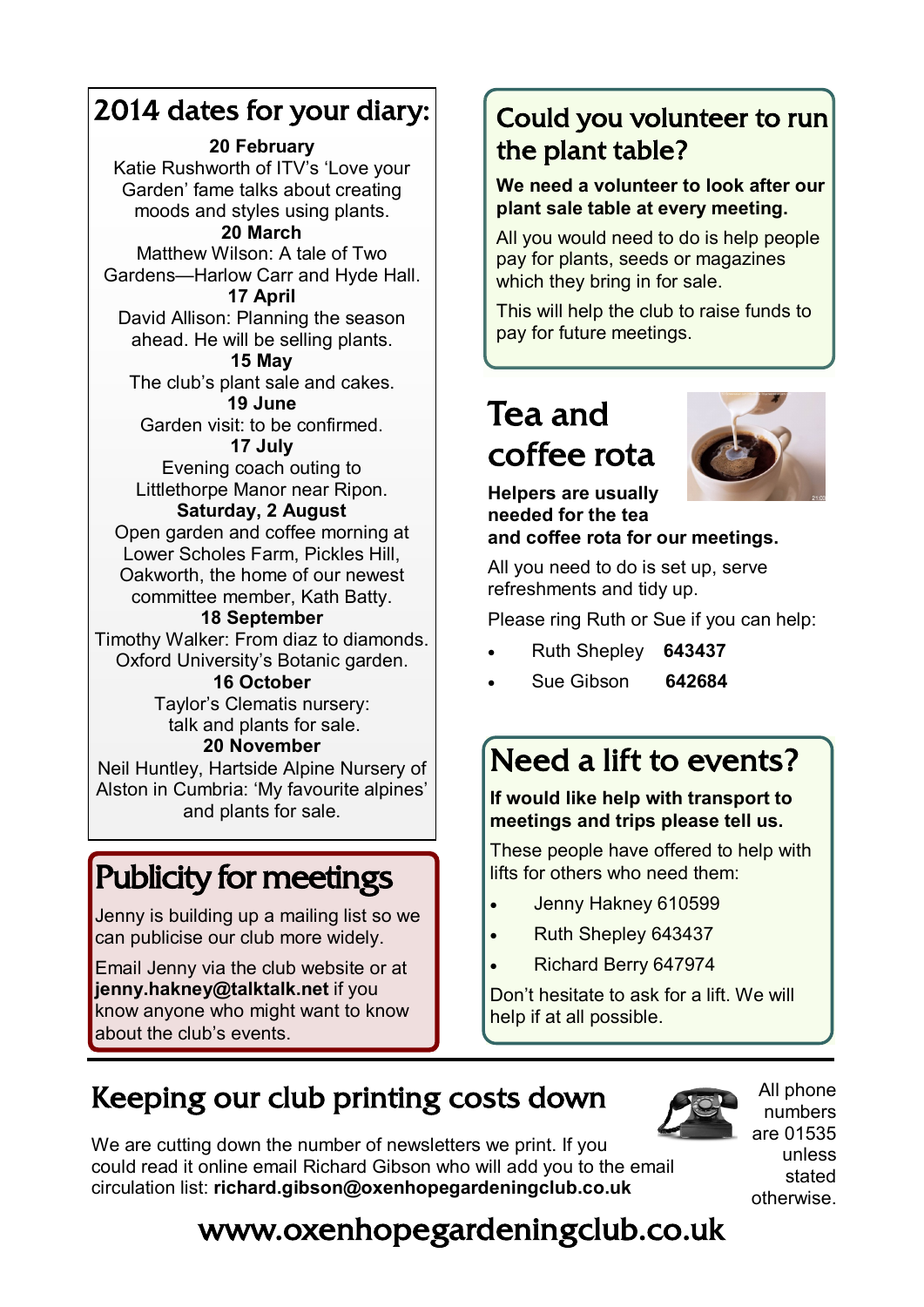## 2014 dates for your diary:

**20 February**
Katie Rushworth of ITV's 'Love your Garden' fame talks about creating moods and styles using plants.

**20 March**
Matthew Wilson: A tale of Two Gardens—Harlow Carr and Hyde Hall.

**17 April**
David Allison: Planning the season ahead. He will be selling plants.

**15 May**
The club's plant sale and cakes.

**19 June**
Garden visit: to be confirmed.

**17 July**
Evening coach outing to Littlethorpe Manor near Ripon.

**Saturday, 2 August**
Open garden and coffee morning at Lower Scholes Farm, Pickles Hill, Oakworth, the home of our newest committee member, Kath Batty.

**18 September**
Timothy Walker: From diaz to diamonds. Oxford University's Botanic garden.

**16 October**
Taylor's Clematis nursery: talk and plants for sale.

**20 November**
Neil Huntley, Hartside Alpine Nursery of Alston in Cumbria: 'My favourite alpines' and plants for sale.

## Publicity for meetings

Jenny is building up a mailing list so we can publicise our club more widely.

Email Jenny via the club website or at **jenny.hakney@talktalk.net** if you know anyone who might want to know about the club's events.

## Could you volunteer to run the plant table?

**We need a volunteer to look after our plant sale table at every meeting.**

All you would need to do is help people pay for plants, seeds or magazines which they bring in for sale.

This will help the club to raise funds to pay for future meetings.

## Tea and coffee rota

**Helpers are usually needed for the tea and coffee rota for our meetings.**

All you need to do is set up, serve refreshments and tidy up.

Please ring Ruth or Sue if you can help:

- Ruth Shepley **643437**
- Sue Gibson **642684**

## Need a lift to events?

**If would like help with transport to meetings and trips please tell us.**

These people have offered to help with lifts for others who need them:

- Jenny Hakney 610599
- Ruth Shepley 643437
- Richard Berry 647974

Don't hesitate to ask for a lift. We will help if at all possible.

## Keeping our club printing costs down

We are cutting down the number of newsletters we print. If you could read it online email Richard Gibson who will add you to the email circulation list: **richard.gibson@oxenhopegardeningclub.co.uk**

All phone numbers are 01535 unless stated otherwise.

**www.oxenhopegardeningclub.co.uk**